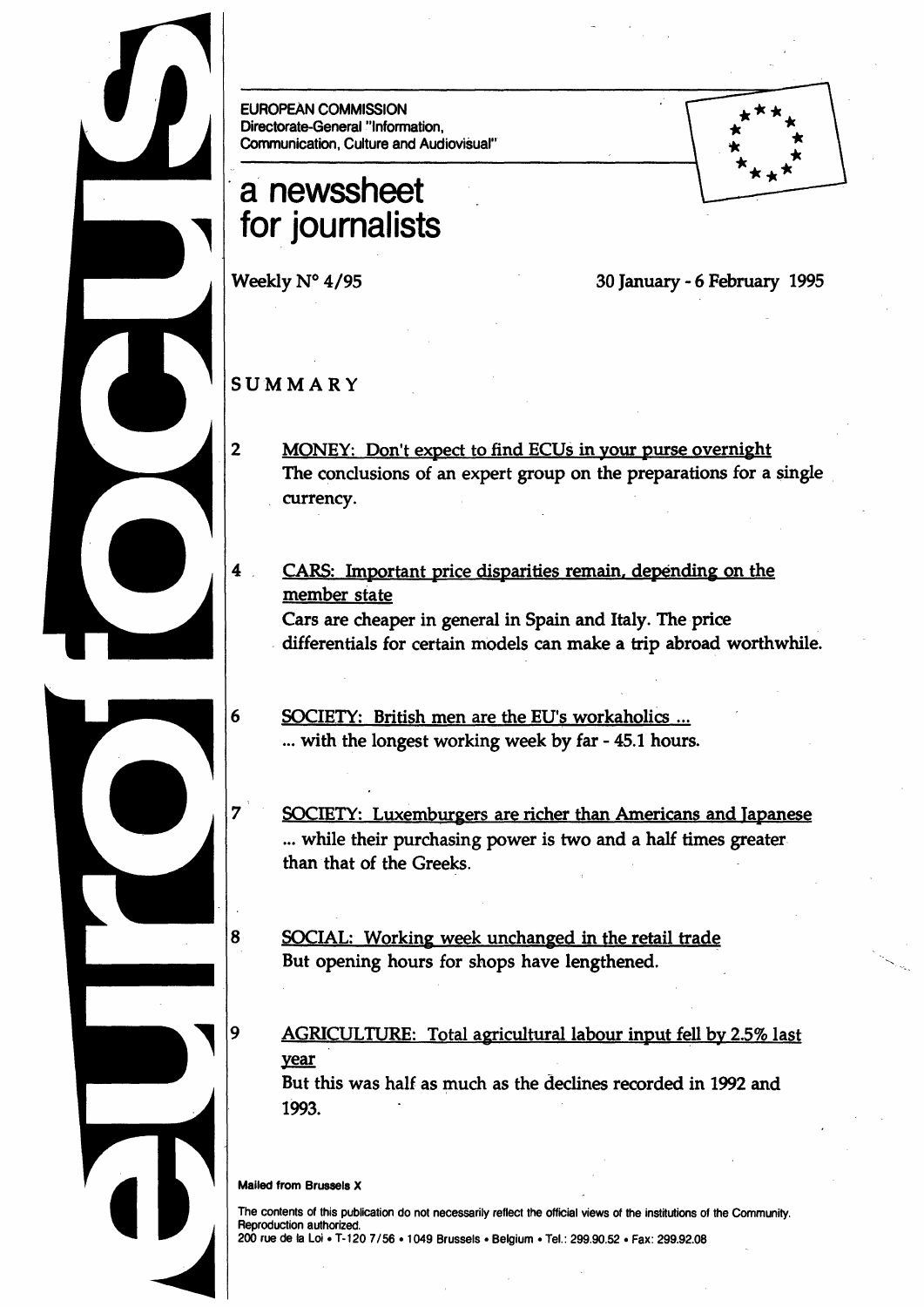eurofocus

EUROPEAN COMMISSION
Directorate-General "Information, Communication, Culture and Audiovisual"

# a newssheet for journalists

Weekly N° 4/95

30 January - 6 February 1995

## SUMMARY

2 MONEY: Don't expect to find ECUs in your purse overnight
The conclusions of an expert group on the preparations for a single currency.

4 CARS: Important price disparities remain, depending on the member state
Cars are cheaper in general in Spain and Italy. The price differentials for certain models can make a trip abroad worthwhile.

6 SOCIETY: British men are the EU's workaholics ...
... with the longest working week by far - 45.1 hours.

7 SOCIETY: Luxemburgers are richer than Americans and Japanese
... while their purchasing power is two and a half times greater than that of the Greeks.

8 SOCIAL: Working week unchanged in the retail trade
But opening hours for shops have lengthened.

9 AGRICULTURE: Total agricultural labour input fell by 2.5% last year
But this was half as much as the declines recorded in 1992 and 1993.

Mailed from Brussels X

The contents of this publication do not necessarily reflect the official views of the institutions of the Community. Reproduction authorized.
200 rue de la Loi • T-120 7/56 • 1049 Brussels • Belgium • Tel.: 299.90.52 • Fax: 299.92.08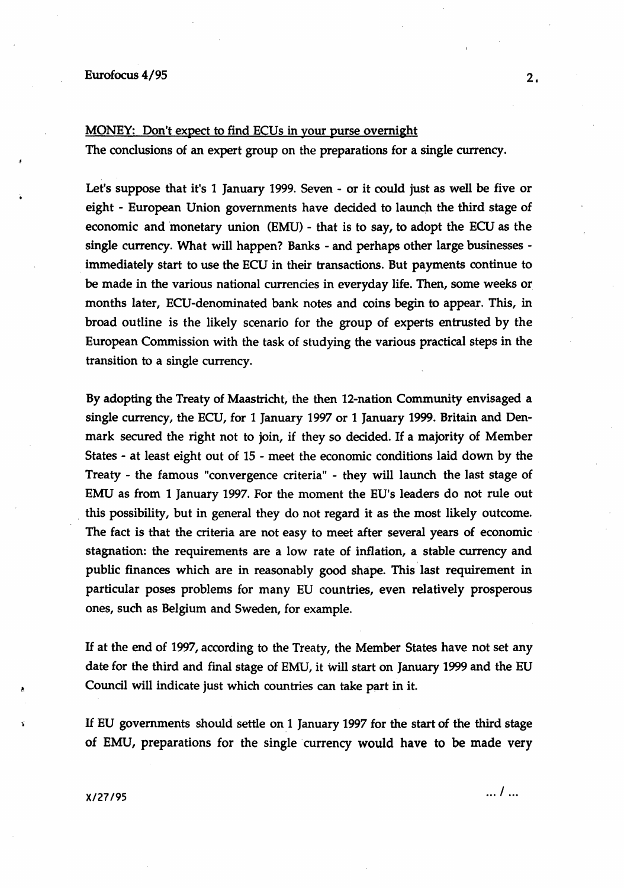MONEY: Don't expect to find ECUs in your purse overnight

The conclusions of an expert group on the preparations for a single currency.

Let's suppose that it's 1 January 1999. Seven - or it could just as well be five or eight - European Union governments have decided to launch the third stage of economic and monetary union (EMU) - that is to say, to adopt the ECU as the single currency. What will happen? Banks - and perhaps other large businesses - immediately start to use the ECU in their transactions. But payments continue to be made in the various national currencies in everyday life. Then, some weeks or months later, ECU-denominated bank notes and coins begin to appear. This, in broad outline is the likely scenario for the group of experts entrusted by the European Commission with the task of studying the various practical steps in the transition to a single currency.

By adopting the Treaty of Maastricht, the then 12-nation Community envisaged a single currency, the ECU, for 1 January 1997 or 1 January 1999. Britain and Denmark secured the right not to join, if they so decided. If a majority of Member States - at least eight out of 15 - meet the economic conditions laid down by the Treaty - the famous "convergence criteria" - they will launch the last stage of EMU as from 1 January 1997. For the moment the EU's leaders do not rule out this possibility, but in general they do not regard it as the most likely outcome. The fact is that the criteria are not easy to meet after several years of economic stagnation: the requirements are a low rate of inflation, a stable currency and public finances which are in reasonably good shape. This last requirement in particular poses problems for many EU countries, even relatively prosperous ones, such as Belgium and Sweden, for example.

If at the end of 1997, according to the Treaty, the Member States have not set any date for the third and final stage of EMU, it will start on January 1999 and the EU Council will indicate just which countries can take part in it.

If EU governments should settle on 1 January 1997 for the start of the third stage of EMU, preparations for the single currency would have to be made very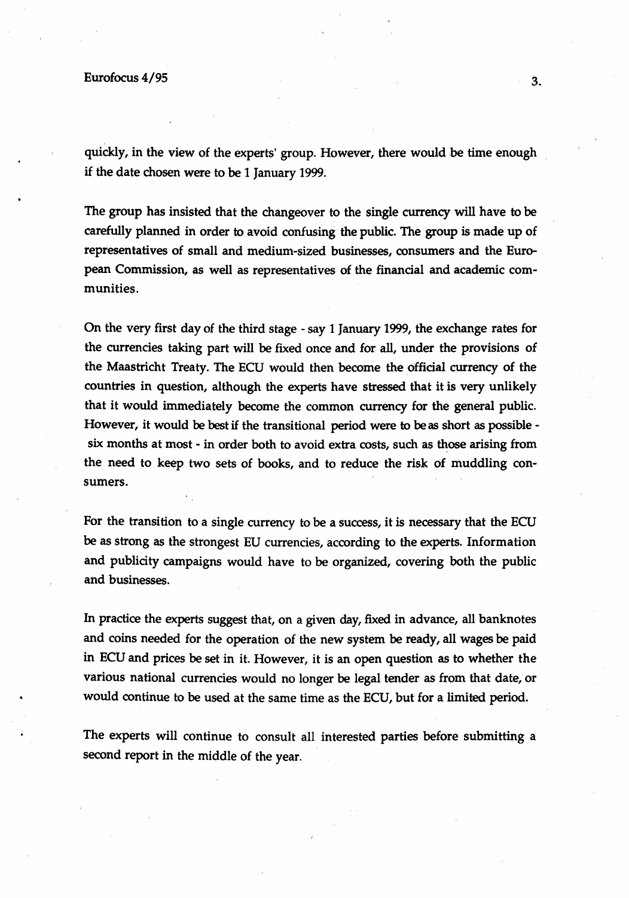quickly, in the view of the experts' group. However, there would be time enough if the date chosen were to be 1 January 1999.

The group has insisted that the changeover to the single currency will have to be carefully planned in order to avoid confusing the public. The group is made up of representatives of small and medium-sized businesses, consumers and the European Commission, as well as representatives of the financial and academic communities.

On the very first day of the third stage - say 1 January 1999, the exchange rates for the currencies taking part will be fixed once and for all, under the provisions of the Maastricht Treaty. The ECU would then become the official currency of the countries in question, although the experts have stressed that it is very unlikely that it would immediately become the common currency for the general public. However, it would be best if the transitional period were to be as short as possible - six months at most - in order both to avoid extra costs, such as those arising from the need to keep two sets of books, and to reduce the risk of muddling consumers.

For the transition to a single currency to be a success, it is necessary that the ECU be as strong as the strongest EU currencies, according to the experts. Information and publicity campaigns would have to be organized, covering both the public and businesses.

In practice the experts suggest that, on a given day, fixed in advance, all banknotes and coins needed for the operation of the new system be ready, all wages be paid in ECU and prices be set in it. However, it is an open question as to whether the various national currencies would no longer be legal tender as from that date, or would continue to be used at the same time as the ECU, but for a limited period.

The experts will continue to consult all interested parties before submitting a second report in the middle of the year.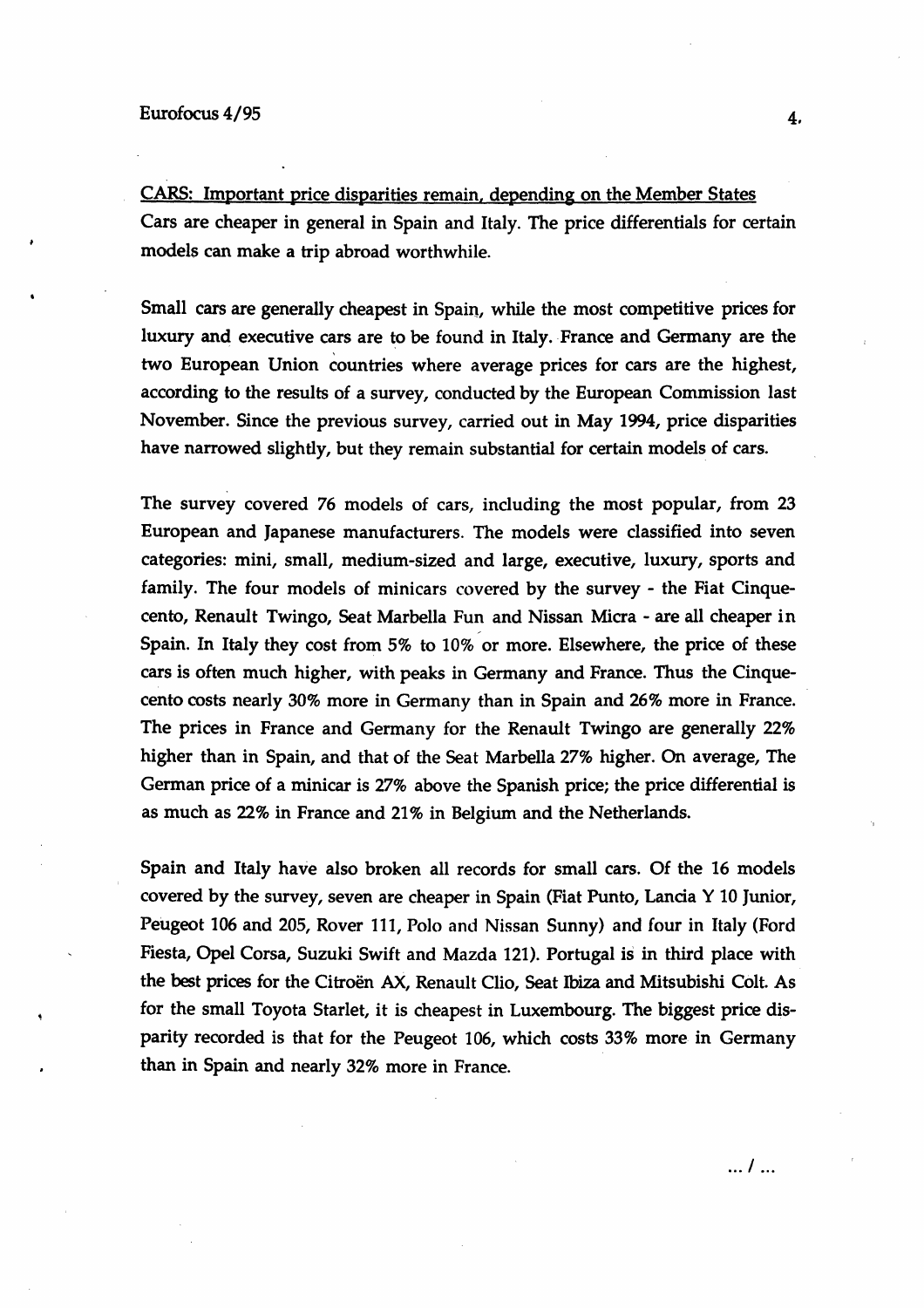CARS: Important price disparities remain, depending on the Member States

Cars are cheaper in general in Spain and Italy. The price differentials for certain models can make a trip abroad worthwhile.

Small cars are generally cheapest in Spain, while the most competitive prices for luxury and executive cars are to be found in Italy. France and Germany are the two European Union countries where average prices for cars are the highest, according to the results of a survey, conducted by the European Commission last November. Since the previous survey, carried out in May 1994, price disparities have narrowed slightly, but they remain substantial for certain models of cars.

The survey covered 76 models of cars, including the most popular, from 23 European and Japanese manufacturers. The models were classified into seven categories: mini, small, medium-sized and large, executive, luxury, sports and family. The four models of minicars covered by the survey - the Fiat Cinquecento, Renault Twingo, Seat Marbella Fun and Nissan Micra - are all cheaper in Spain. In Italy they cost from 5% to 10% or more. Elsewhere, the price of these cars is often much higher, with peaks in Germany and France. Thus the Cinquecento costs nearly 30% more in Germany than in Spain and 26% more in France. The prices in France and Germany for the Renault Twingo are generally 22% higher than in Spain, and that of the Seat Marbella 27% higher. On average, The German price of a minicar is 27% above the Spanish price; the price differential is as much as 22% in France and 21% in Belgium and the Netherlands.

Spain and Italy have also broken all records for small cars. Of the 16 models covered by the survey, seven are cheaper in Spain (Fiat Punto, Lancia Y 10 Junior, Peugeot 106 and 205, Rover 111, Polo and Nissan Sunny) and four in Italy (Ford Fiesta, Opel Corsa, Suzuki Swift and Mazda 121). Portugal is in third place with the best prices for the Citroën AX, Renault Clio, Seat Ibiza and Mitsubishi Colt. As for the small Toyota Starlet, it is cheapest in Luxembourg. The biggest price disparity recorded is that for the Peugeot 106, which costs 33% more in Germany than in Spain and nearly 32% more in France.

... / ...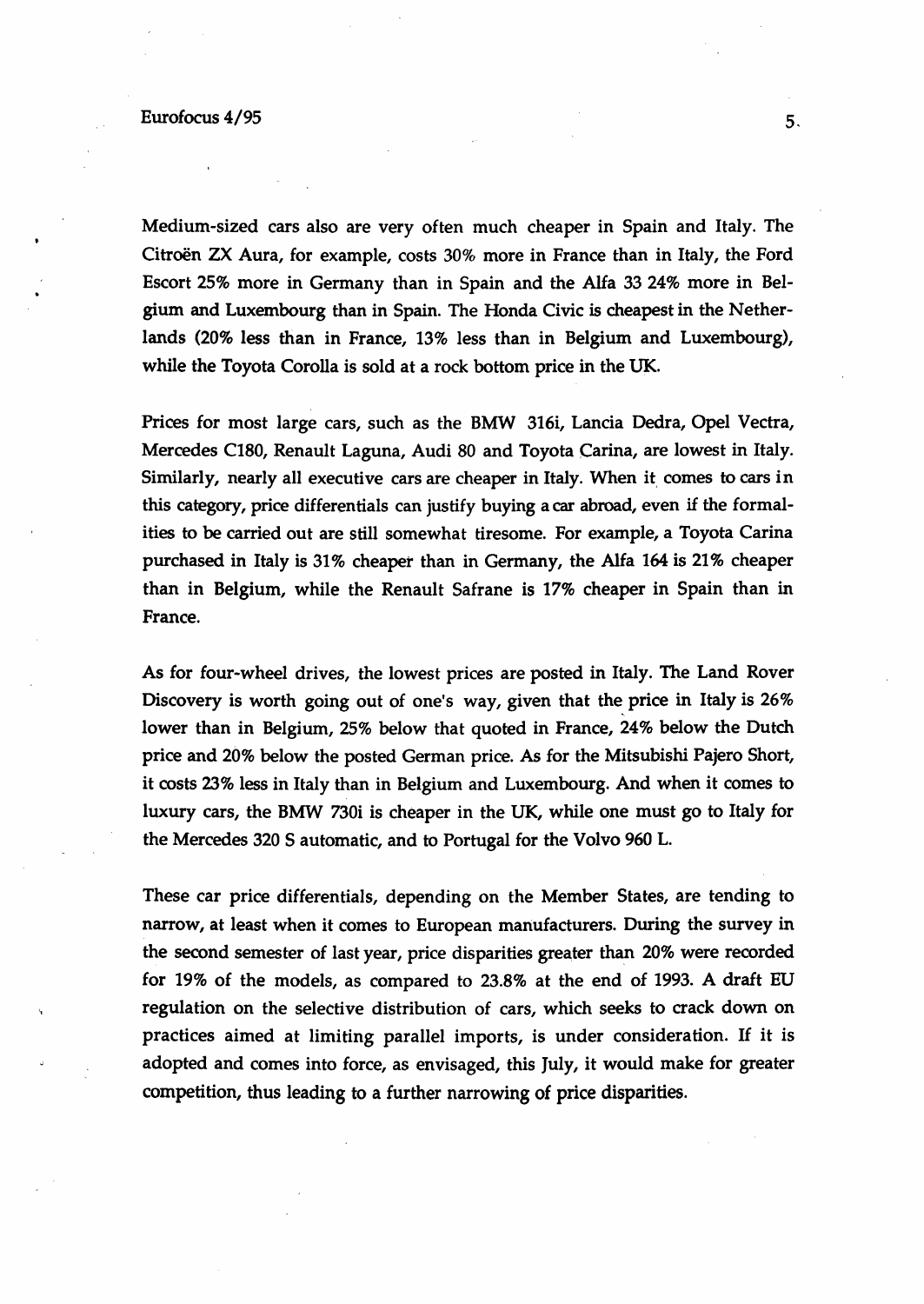Medium-sized cars also are very often much cheaper in Spain and Italy. The Citroën ZX Aura, for example, costs 30% more in France than in Italy, the Ford Escort 25% more in Germany than in Spain and the Alfa 33 24% more in Belgium and Luxembourg than in Spain. The Honda Civic is cheapest in the Netherlands (20% less than in France, 13% less than in Belgium and Luxembourg), while the Toyota Corolla is sold at a rock bottom price in the UK.

Prices for most large cars, such as the BMW 316i, Lancia Dedra, Opel Vectra, Mercedes C180, Renault Laguna, Audi 80 and Toyota Carina, are lowest in Italy. Similarly, nearly all executive cars are cheaper in Italy. When it comes to cars in this category, price differentials can justify buying a car abroad, even if the formalities to be carried out are still somewhat tiresome. For example, a Toyota Carina purchased in Italy is 31% cheaper than in Germany, the Alfa 164 is 21% cheaper than in Belgium, while the Renault Safrane is 17% cheaper in Spain than in France.

As for four-wheel drives, the lowest prices are posted in Italy. The Land Rover Discovery is worth going out of one's way, given that the price in Italy is 26% lower than in Belgium, 25% below that quoted in France, 24% below the Dutch price and 20% below the posted German price. As for the Mitsubishi Pajero Short, it costs 23% less in Italy than in Belgium and Luxembourg. And when it comes to luxury cars, the BMW 730i is cheaper in the UK, while one must go to Italy for the Mercedes 320 S automatic, and to Portugal for the Volvo 960 L.

These car price differentials, depending on the Member States, are tending to narrow, at least when it comes to European manufacturers. During the survey in the second semester of last year, price disparities greater than 20% were recorded for 19% of the models, as compared to 23.8% at the end of 1993. A draft EU regulation on the selective distribution of cars, which seeks to crack down on practices aimed at limiting parallel imports, is under consideration. If it is adopted and comes into force, as envisaged, this July, it would make for greater competition, thus leading to a further narrowing of price disparities.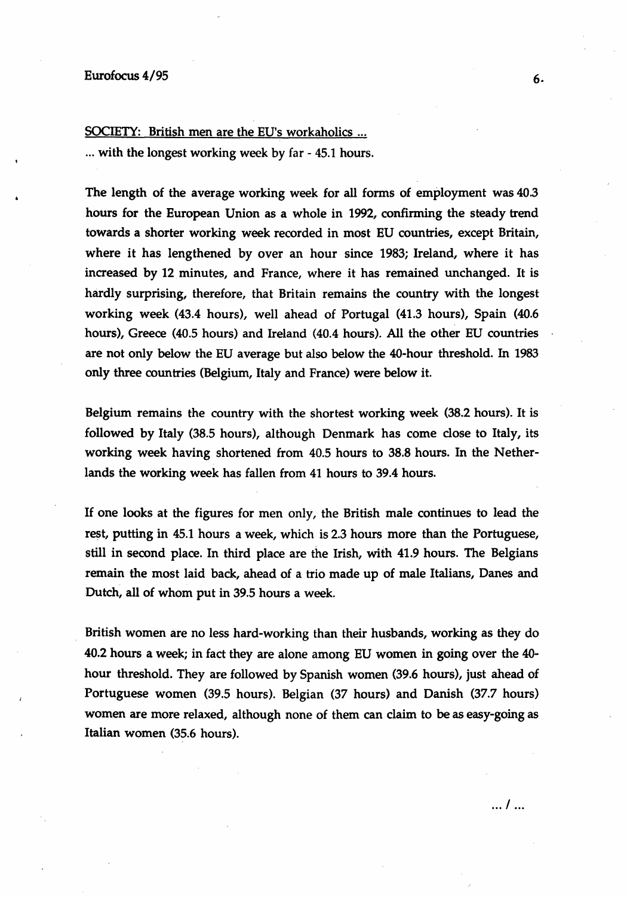SOCIETY: British men are the EU's workaholics ...

... with the longest working week by far - 45.1 hours.

The length of the average working week for all forms of employment was 40.3 hours for the European Union as a whole in 1992, confirming the steady trend towards a shorter working week recorded in most EU countries, except Britain, where it has lengthened by over an hour since 1983; Ireland, where it has increased by 12 minutes, and France, where it has remained unchanged. It is hardly surprising, therefore, that Britain remains the country with the longest working week (43.4 hours), well ahead of Portugal (41.3 hours), Spain (40.6 hours), Greece (40.5 hours) and Ireland (40.4 hours). All the other EU countries are not only below the EU average but also below the 40-hour threshold. In 1983 only three countries (Belgium, Italy and France) were below it.

Belgium remains the country with the shortest working week (38.2 hours). It is followed by Italy (38.5 hours), although Denmark has come close to Italy, its working week having shortened from 40.5 hours to 38.8 hours. In the Netherlands the working week has fallen from 41 hours to 39.4 hours.

If one looks at the figures for men only, the British male continues to lead the rest, putting in 45.1 hours a week, which is 2.3 hours more than the Portuguese, still in second place. In third place are the Irish, with 41.9 hours. The Belgians remain the most laid back, ahead of a trio made up of male Italians, Danes and Dutch, all of whom put in 39.5 hours a week.

British women are no less hard-working than their husbands, working as they do 40.2 hours a week; in fact they are alone among EU women in going over the 40-hour threshold. They are followed by Spanish women (39.6 hours), just ahead of Portuguese women (39.5 hours). Belgian (37 hours) and Danish (37.7 hours) women are more relaxed, although none of them can claim to be as easy-going as Italian women (35.6 hours).

... / ...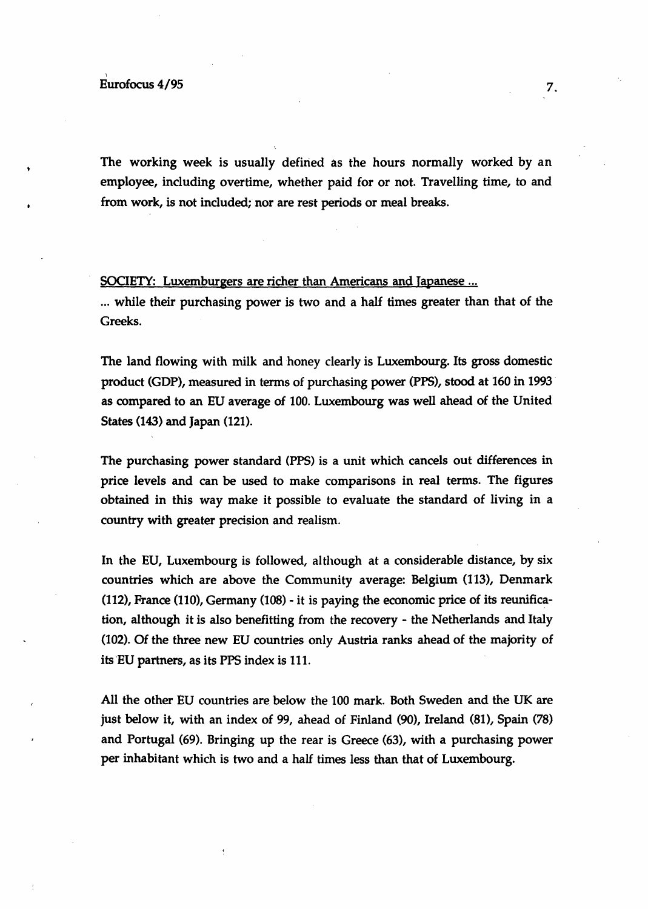The working week is usually defined as the hours normally worked by an employee, including overtime, whether paid for or not. Travelling time, to and from work, is not included; nor are rest periods or meal breaks.

SOCIETY: Luxemburgers are richer than Americans and Japanese ...

... while their purchasing power is two and a half times greater than that of the Greeks.

The land flowing with milk and honey clearly is Luxembourg. Its gross domestic product (GDP), measured in terms of purchasing power (PPS), stood at 160 in 1993 as compared to an EU average of 100. Luxembourg was well ahead of the United States (143) and Japan (121).

The purchasing power standard (PPS) is a unit which cancels out differences in price levels and can be used to make comparisons in real terms. The figures obtained in this way make it possible to evaluate the standard of living in a country with greater precision and realism.

In the EU, Luxembourg is followed, although at a considerable distance, by six countries which are above the Community average: Belgium (113), Denmark (112), France (110), Germany (108) - it is paying the economic price of its reunification, although it is also benefitting from the recovery - the Netherlands and Italy (102). Of the three new EU countries only Austria ranks ahead of the majority of its EU partners, as its PPS index is 111.

All the other EU countries are below the 100 mark. Both Sweden and the UK are just below it, with an index of 99, ahead of Finland (90), Ireland (81), Spain (78) and Portugal (69). Bringing up the rear is Greece (63), with a purchasing power per inhabitant which is two and a half times less than that of Luxembourg.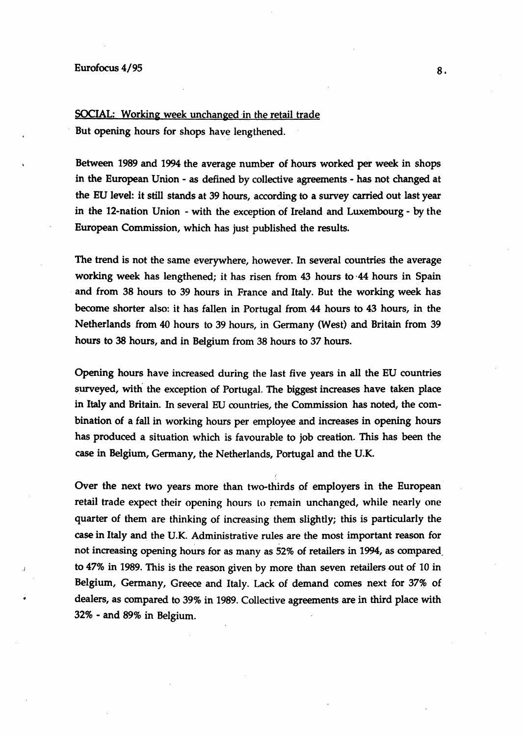## SOCIAL: Working week unchanged in the retail trade

But opening hours for shops have lengthened.

Between 1989 and 1994 the average number of hours worked per week in shops in the European Union - as defined by collective agreements - has not changed at the EU level: it still stands at 39 hours, according to a survey carried out last year in the 12-nation Union - with the exception of Ireland and Luxembourg - by the European Commission, which has just published the results.

The trend is not the same everywhere, however. In several countries the average working week has lengthened; it has risen from 43 hours to 44 hours in Spain and from 38 hours to 39 hours in France and Italy. But the working week has become shorter also: it has fallen in Portugal from 44 hours to 43 hours, in the Netherlands from 40 hours to 39 hours, in Germany (West) and Britain from 39 hours to 38 hours, and in Belgium from 38 hours to 37 hours.

Opening hours have increased during the last five years in all the EU countries surveyed, with the exception of Portugal. The biggest increases have taken place in Italy and Britain. In several EU countries, the Commission has noted, the combination of a fall in working hours per employee and increases in opening hours has produced a situation which is favourable to job creation. This has been the case in Belgium, Germany, the Netherlands, Portugal and the U.K.

Over the next two years more than two-thirds of employers in the European retail trade expect their opening hours to remain unchanged, while nearly one quarter of them are thinking of increasing them slightly; this is particularly the case in Italy and the U.K. Administrative rules are the most important reason for not increasing opening hours for as many as 52% of retailers in 1994, as compared to 47% in 1989. This is the reason given by more than seven retailers out of 10 in Belgium, Germany, Greece and Italy. Lack of demand comes next for 37% of dealers, as compared to 39% in 1989. Collective agreements are in third place with 32% - and 89% in Belgium.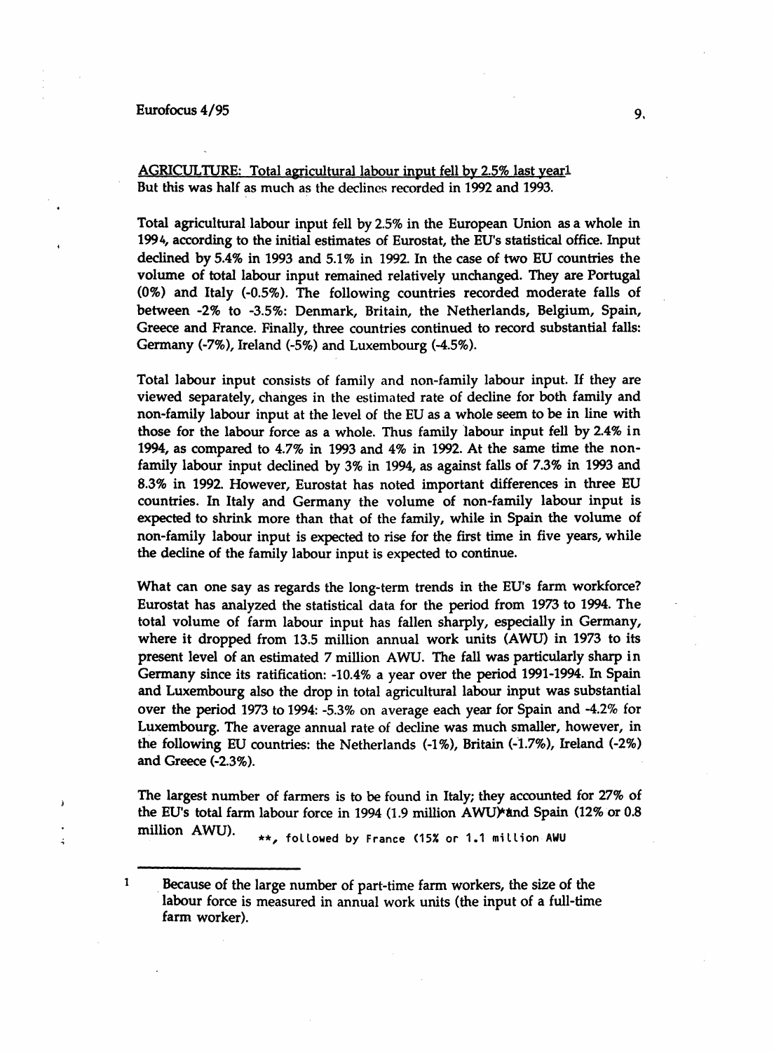## AGRICULTURE: Total agricultural labour input fell by 2.5% last year[1]

But this was half as much as the declines recorded in 1992 and 1993.

Total agricultural labour input fell by 2.5% in the European Union as a whole in 1994, according to the initial estimates of Eurostat, the EU's statistical office. Input declined by 5.4% in 1993 and 5.1% in 1992. In the case of two EU countries the volume of total labour input remained relatively unchanged. They are Portugal (0%) and Italy (-0.5%). The following countries recorded moderate falls of between -2% to -3.5%: Denmark, Britain, the Netherlands, Belgium, Spain, Greece and France. Finally, three countries continued to record substantial falls: Germany (-7%), Ireland (-5%) and Luxembourg (-4.5%).

Total labour input consists of family and non-family labour input. If they are viewed separately, changes in the estimated rate of decline for both family and non-family labour input at the level of the EU as a whole seem to be in line with those for the labour force as a whole. Thus family labour input fell by 2.4% in 1994, as compared to 4.7% in 1993 and 4% in 1992. At the same time the non-family labour input declined by 3% in 1994, as against falls of 7.3% in 1993 and 8.3% in 1992. However, Eurostat has noted important differences in three EU countries. In Italy and Germany the volume of non-family labour input is expected to shrink more than that of the family, while in Spain the volume of non-family labour input is expected to rise for the first time in five years, while the decline of the family labour input is expected to continue.

What can one say as regards the long-term trends in the EU's farm workforce? Eurostat has analyzed the statistical data for the period from 1973 to 1994. The total volume of farm labour input has fallen sharply, especially in Germany, where it dropped from 13.5 million annual work units (AWU) in 1973 to its present level of an estimated 7 million AWU. The fall was particularly sharp in Germany since its ratification: -10.4% a year over the period 1991-1994. In Spain and Luxembourg also the drop in total agricultural labour input was substantial over the period 1973 to 1994: -5.3% on average each year for Spain and -4.2% for Luxembourg. The average annual rate of decline was much smaller, however, in the following EU countries: the Netherlands (-1%), Britain (-1.7%), Ireland (-2%) and Greece (-2.3%).

The largest number of farmers is to be found in Italy; they accounted for 27% of the EU's total farm labour force in 1994 (1.9 million AWU)* and Spain (12% or 0.8 million AWU).

**, followed by France (15% or 1.1 million AWU

---

[1] Because of the large number of part-time farm workers, the size of the labour force is measured in annual work units (the input of a full-time farm worker).